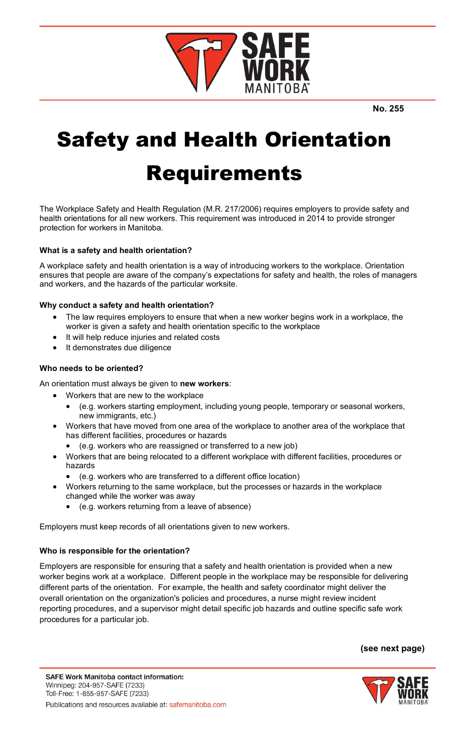No. 255

# Safety and Health Orientation Requirements

The Workplace Safety and Health Regulation (M.R. 217/2006) requires employers to provide safety and health orientations for all new workers. This requirement was introduced in 2014 to provide stronger protection for workers in Manitoba.

**What is a safety and health orientation?**

A workplace safety and health orientation is a way of introducing workers to the workplace. Orientation ensures that people are aware of the company's expectations for safety and health, the roles of managers and workers, and the hazards of the particular worksite.

**Why conduct a safety and health orientation?**

- The law requires employers to ensure that when a new worker begins work in a workplace, the worker is given a safety and health orientation specific to the workplace
- It will help reduce injuries and related costs
- It demonstrates due diligence

**Who needs to be oriented?**

An orientation must always be given to **new workers**:

- Workers that are new to the workplace
  - (e.g. workers starting employment, including young people, temporary or seasonal workers, new immigrants, etc.)
- Workers that have moved from one area of the workplace to another area of the workplace that has different facilities, procedures or hazards
  - (e.g. workers who are reassigned or transferred to a new job)
- Workers that are being relocated to a different workplace with different facilities, procedures or hazards
  - (e.g. workers who are transferred to a different office location)
- Workers returning to the same workplace, but the processes or hazards in the workplace changed while the worker was away
  - (e.g. workers returning from a leave of absence)

Employers must keep records of all orientations given to new workers.

**Who is responsible for the orientation?**

Employers are responsible for ensuring that a safety and health orientation is provided when a new worker begins work at a workplace. Different people in the workplace may be responsible for delivering different parts of the orientation. For example, the health and safety coordinator might deliver the overall orientation on the organization's policies and procedures, a nurse might review incident reporting procedures, and a supervisor might detail specific job hazards and outline specific safe work procedures for a particular job.

**(see next page)**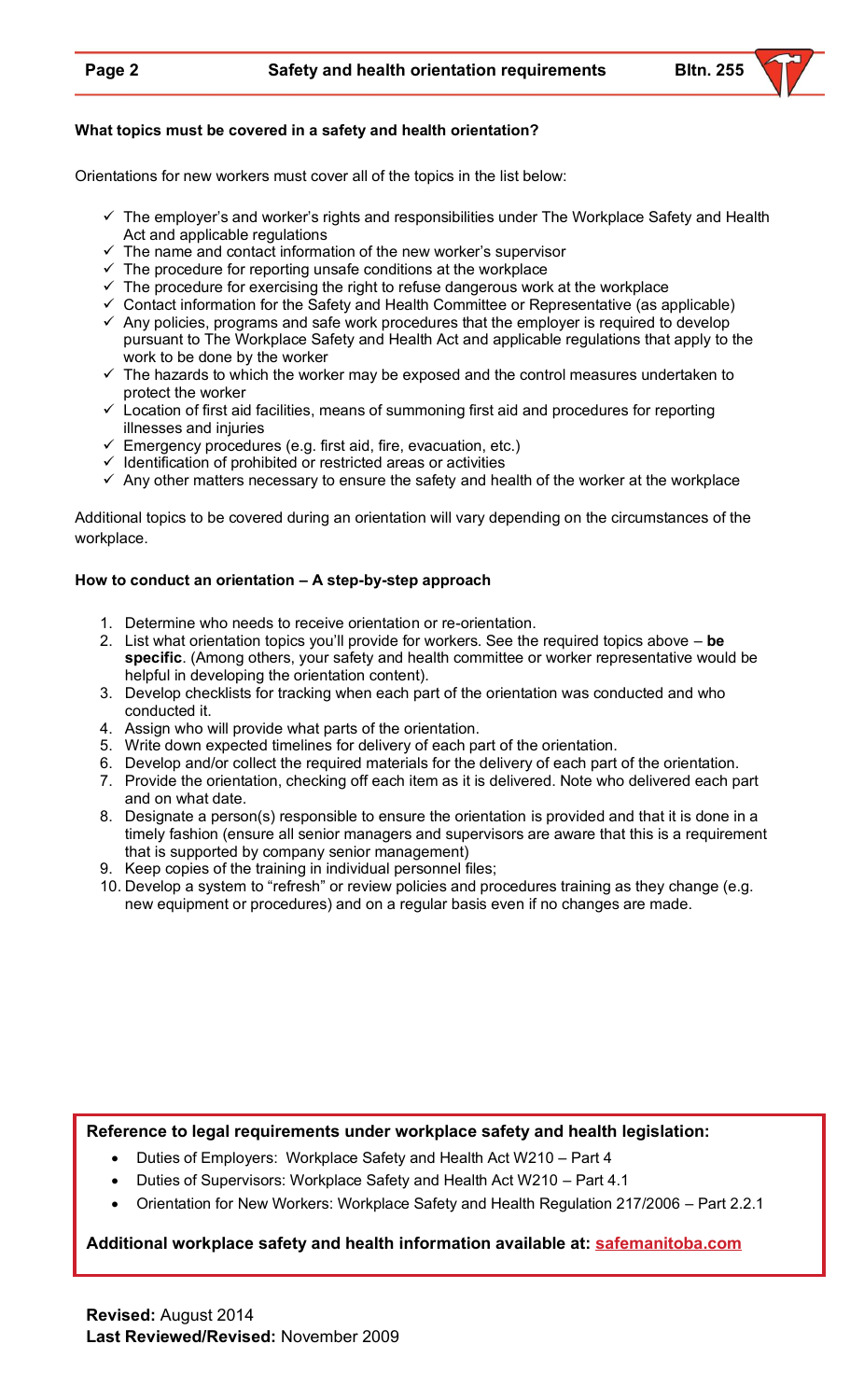**What topics must be covered in a safety and health orientation?**

Orientations for new workers must cover all of the topics in the list below:

- ✓ The employer's and worker's rights and responsibilities under The Workplace Safety and Health Act and applicable regulations
- ✓ The name and contact information of the new worker's supervisor
- ✓ The procedure for reporting unsafe conditions at the workplace
- ✓ The procedure for exercising the right to refuse dangerous work at the workplace
- ✓ Contact information for the Safety and Health Committee or Representative (as applicable)
- ✓ Any policies, programs and safe work procedures that the employer is required to develop pursuant to The Workplace Safety and Health Act and applicable regulations that apply to the work to be done by the worker
- ✓ The hazards to which the worker may be exposed and the control measures undertaken to protect the worker
- ✓ Location of first aid facilities, means of summoning first aid and procedures for reporting illnesses and injuries
- ✓ Emergency procedures (e.g. first aid, fire, evacuation, etc.)
- ✓ Identification of prohibited or restricted areas or activities
- ✓ Any other matters necessary to ensure the safety and health of the worker at the workplace

Additional topics to be covered during an orientation will vary depending on the circumstances of the workplace.

**How to conduct an orientation – A step-by-step approach**

1. Determine who needs to receive orientation or re-orientation.
2. List what orientation topics you'll provide for workers. See the required topics above – **be specific**. (Among others, your safety and health committee or worker representative would be helpful in developing the orientation content).
3. Develop checklists for tracking when each part of the orientation was conducted and who conducted it.
4. Assign who will provide what parts of the orientation.
5. Write down expected timelines for delivery of each part of the orientation.
6. Develop and/or collect the required materials for the delivery of each part of the orientation.
7. Provide the orientation, checking off each item as it is delivered. Note who delivered each part and on what date.
8. Designate a person(s) responsible to ensure the orientation is provided and that it is done in a timely fashion (ensure all senior managers and supervisors are aware that this is a requirement that is supported by company senior management)
9. Keep copies of the training in individual personnel files;
10. Develop a system to "refresh" or review policies and procedures training as they change (e.g. new equipment or procedures) and on a regular basis even if no changes are made.

**Reference to legal requirements under workplace safety and health legislation:**

- Duties of Employers: Workplace Safety and Health Act W210 – Part 4
- Duties of Supervisors: Workplace Safety and Health Act W210 – Part 4.1
- Orientation for New Workers: Workplace Safety and Health Regulation 217/2006 – Part 2.2.1

**Additional workplace safety and health information available at: safemanitoba.com**

**Revised:** August 2014
**Last Reviewed/Revised:** November 2009